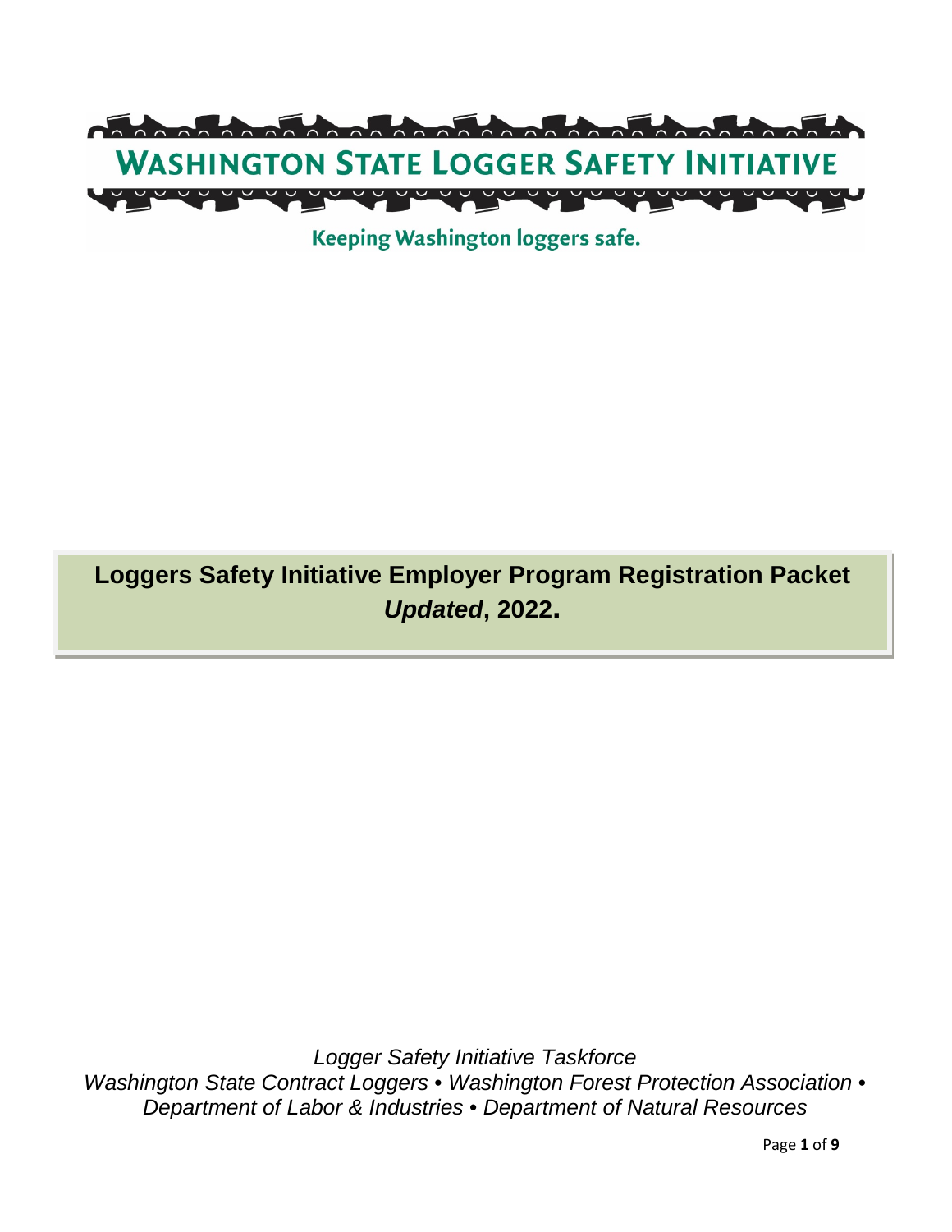# WASHINGTON STATE LOGGER SAFETY INITIATIVE

Keeping Washington loggers safe.

## Loggers Safety Initiative Employer Program Registration Packet *Updated*, 2022.

*Logger Safety Initiative Taskforce*

*Washington State Contract Loggers • Washington Forest Protection Association • Department of Labor & Industries • Department of Natural Resources*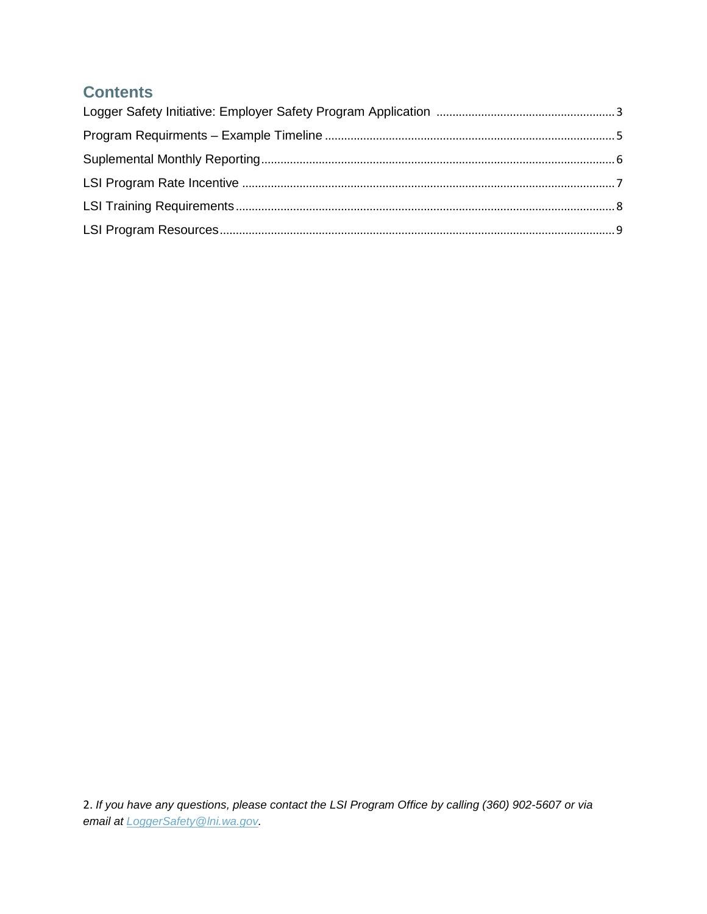## Contents

Logger Safety Initiative: Employer Safety Program Application ........ 3

Program Requirments – Example Timeline ........ 5

Suplemental Monthly Reporting ........ 6

LSI Program Rate Incentive ........ 7

LSI Training Requirements ........ 8

LSI Program Resources ........ 9

*If you have any questions, please contact the LSI Program Office by calling (360) 902-5607 or via email at [LoggerSafety@lni.wa.gov](mailto:LoggerSafety@lni.wa.gov).*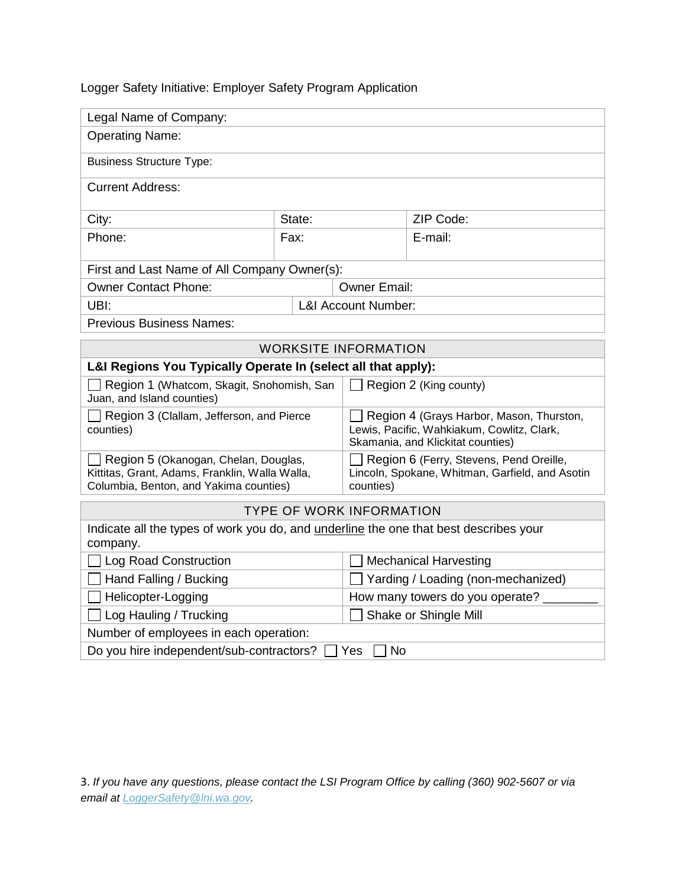Logger Safety Initiative: Employer Safety Program Application

| | | |
|---|---|---|
| Legal Name of Company: | | |
| Operating Name: | | |
| Business Structure Type: | | |
| Current Address: | | |
| City: | State: | ZIP Code: |
| Phone: | Fax: | E-mail: |
| First and Last Name of All Company Owner(s): | | |
| Owner Contact Phone: | Owner Email: | |
| UBI: | L&I Account Number: | |
| Previous Business Names: | | |

| WORKSITE INFORMATION | |
|---|---|
| **L&I Regions You Typically Operate In (select all that apply):** | |
| ☐ Region 1 (Whatcom, Skagit, Snohomish, San Juan, and Island counties) | ☐ Region 2 (King county) |
| ☐ Region 3 (Clallam, Jefferson, and Pierce counties) | ☐ Region 4 (Grays Harbor, Mason, Thurston, Lewis, Pacific, Wahkiakum, Cowlitz, Clark, Skamania, and Klickitat counties) |
| ☐ Region 5 (Okanogan, Chelan, Douglas, Kittitas, Grant, Adams, Franklin, Walla Walla, Columbia, Benton, and Yakima counties) | ☐ Region 6 (Ferry, Stevens, Pend Oreille, Lincoln, Spokane, Whitman, Garfield, and Asotin counties) |

| TYPE OF WORK INFORMATION | |
|---|---|
| Indicate all the types of work you do, and <u>underline</u> the one that best describes your company. | |
| ☐ Log Road Construction | ☐ Mechanical Harvesting |
| ☐ Hand Falling / Bucking | ☐ Yarding / Loading (non-mechanized) |
| ☐ Helicopter-Logging | How many towers do you operate? ________ |
| ☐ Log Hauling / Trucking | ☐ Shake or Shingle Mill |
| Number of employees in each operation: | |
| Do you hire independent/sub-contractors? ☐ Yes ☐ No | |

3. *If you have any questions, please contact the LSI Program Office by calling (360) 902-5607 or via email at [LoggerSafety@lni.wa.gov](mailto:LoggerSafety@lni.wa.gov).*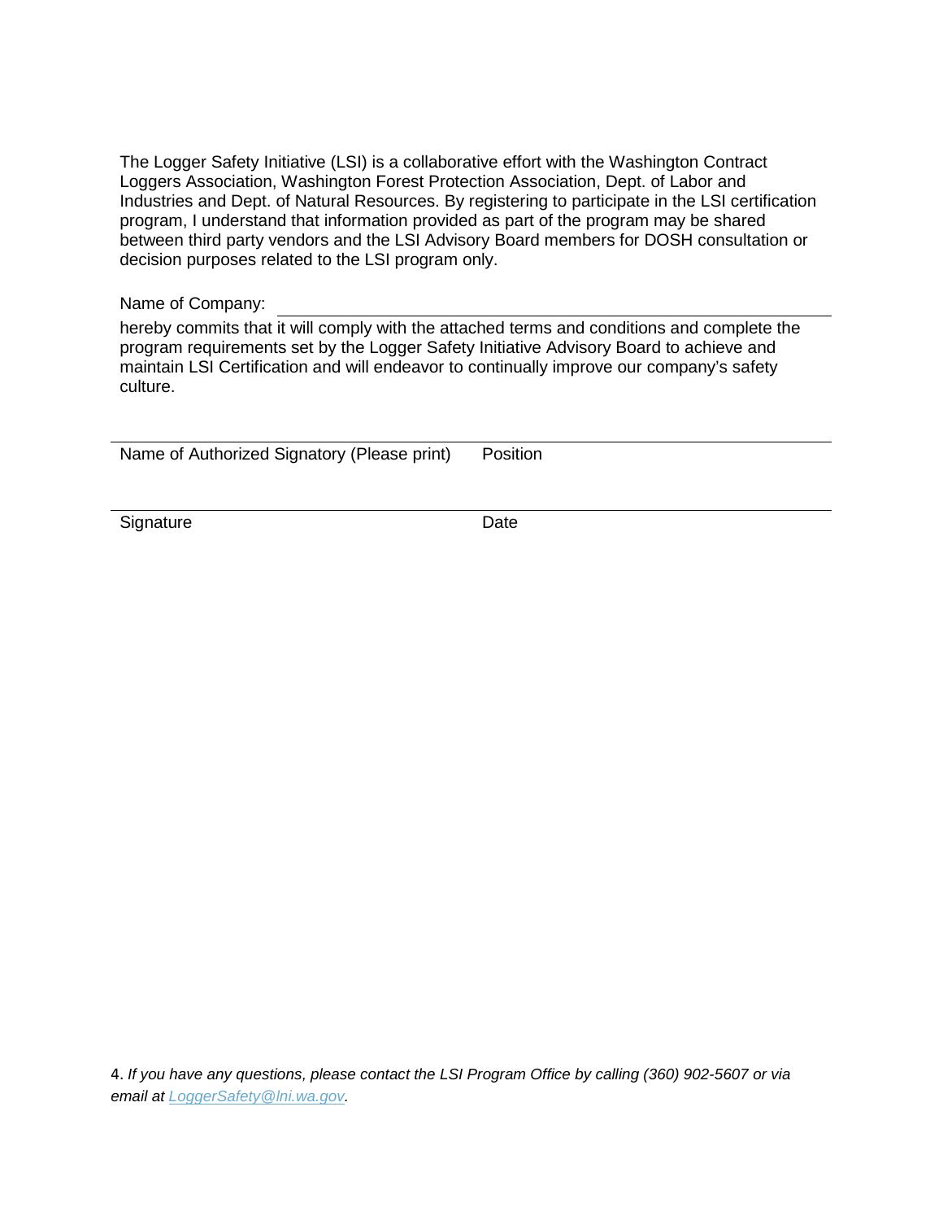The Logger Safety Initiative (LSI) is a collaborative effort with the Washington Contract Loggers Association, Washington Forest Protection Association, Dept. of Labor and Industries and Dept. of Natural Resources. By registering to participate in the LSI certification program, I understand that information provided as part of the program may be shared between third party vendors and the LSI Advisory Board members for DOSH consultation or decision purposes related to the LSI program only.

Name of Company: ______________________________________________

hereby commits that it will comply with the attached terms and conditions and complete the program requirements set by the Logger Safety Initiative Advisory Board to achieve and maintain LSI Certification and will endeavor to continually improve our company's safety culture.

______________________________________________
Name of Authorized Signatory (Please print)      Position

______________________________________________
Signature      Date

4. *If you have any questions, please contact the LSI Program Office by calling (360) 902-5607 or via email at [LoggerSafety@lni.wa.gov](mailto:LoggerSafety@lni.wa.gov).*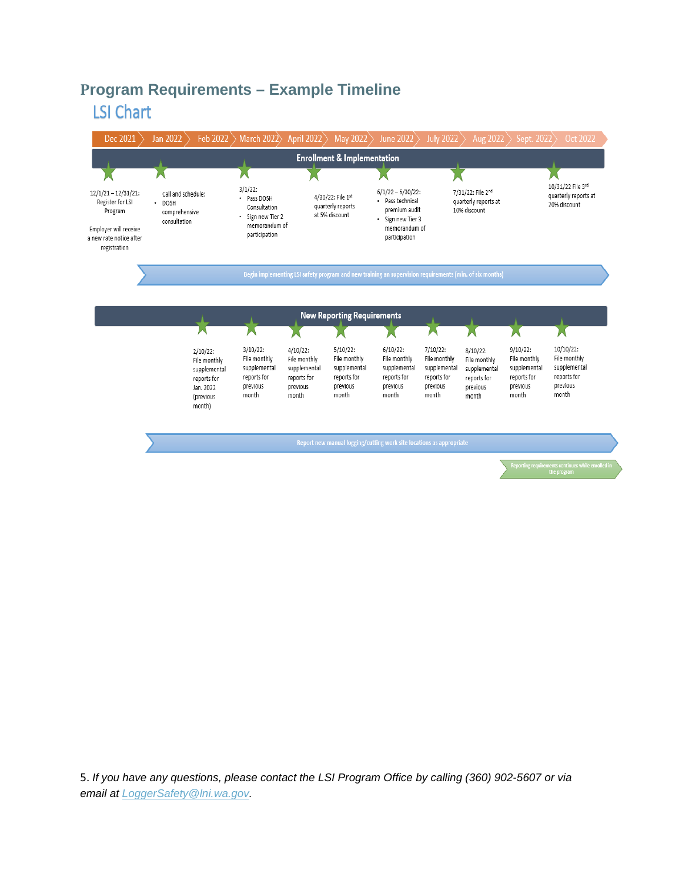## Program Requirements – Example Timeline

### LSI Chart

Dec 2021
Jan 2022
Feb 2022
March 2022
April 2022
May 2022
June 2022
July 2022
Aug 2022
Sept. 2022
Oct 2022

**Enrollment & Implementation**

12/1/21 – 12/31/21: Register for LSI Program

Employer will receive a new rate notice after registration

Call and schedule:
- DOSH comprehensive consultation

3/1/22:
- Pass DOSH Consultation
- Sign new Tier 2 memorandum of participation

4/30/22: File 1st quarterly reports at 5% discount

6/1/22 – 6/30/22:
- Pass technical premium audit
- Sign new Tier 3 memorandum of participation

7/31/22: File 2nd quarterly reports at 10% discount

10/31/22 File 3rd quarterly reports at 20% discount

Begin implementing LSI safety program and new training an supervision requirements (min. of six months)

**New Reporting Requirements**

2/10/22: File monthly supplemental reports for Jan. 2022 (previous month)

3/10/22: File monthly supplemental reports for previous month

4/10/22: File monthly supplemental reports for previous month

5/10/22: File monthly supplemental reports for previous month

6/10/22: File monthly supplemental reports for previous month

7/10/22: File monthly supplemental reports for previous month

8/10/22: File monthly supplemental reports for previous month

9/10/22: File monthly supplemental reports for previous month

10/10/22: File monthly supplemental reports for previous month

Report new manual logging/cutting work site locations as appropriate

Reporting requirements continues while enrolled in the program

5. *If you have any questions, please contact the LSI Program Office by calling (360) 902-5607 or via email at [LoggerSafety@lni.wa.gov](mailto:LoggerSafety@lni.wa.gov).*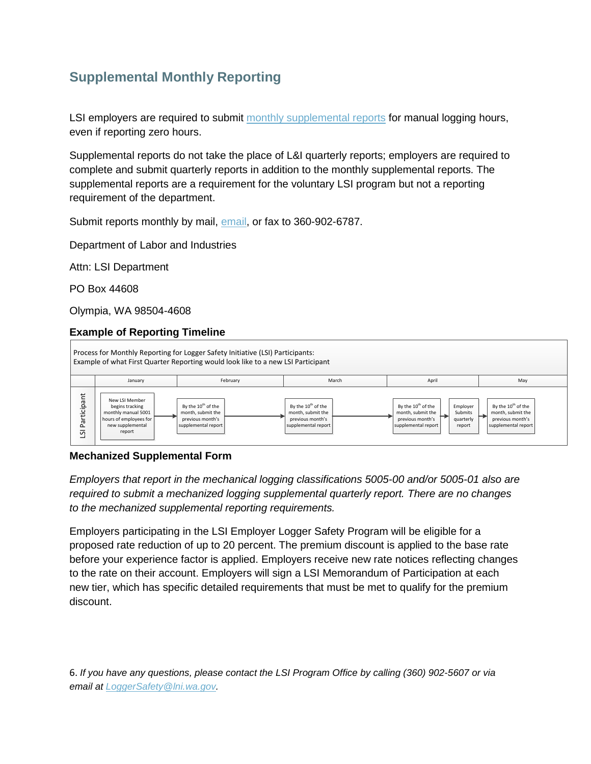## Supplemental Monthly Reporting

LSI employers are required to submit monthly supplemental reports for manual logging hours, even if reporting zero hours.

Supplemental reports do not take the place of L&I quarterly reports; employers are required to complete and submit quarterly reports in addition to the monthly supplemental reports. The supplemental reports are a requirement for the voluntary LSI program but not a reporting requirement of the department.

Submit reports monthly by mail, email, or fax to 360-902-6787.

Department of Labor and Industries

Attn: LSI Department

PO Box 44608

Olympia, WA 98504-4608

**Example of Reporting Timeline**

Process for Monthly Reporting for Logger Safety Initiative (LSI) Participants:
Example of what First Quarter Reporting would look like to a new LSI Participant

LSI Participant

January
New LSI Member begins tracking monthly manual 5001 hours of employees for new supplemental report

February
By the 10th of the month, submit the previous month's supplemental report

March
By the 10th of the month, submit the previous month's supplemental report

April
By the 10th of the month, submit the previous month's supplemental report
Employer Submits quarterly report

May
By the 10th of the month, submit the previous month's supplemental report

**Mechanized Supplemental Form**

*Employers that report in the mechanical logging classifications 5005-00 and/or 5005-01 also are required to submit a mechanized logging supplemental quarterly report. There are no changes to the mechanized supplemental reporting requirements.*

Employers participating in the LSI Employer Logger Safety Program will be eligible for a proposed rate reduction of up to 20 percent. The premium discount is applied to the base rate before your experience factor is applied. Employers receive new rate notices reflecting changes to the rate on their account. Employers will sign a LSI Memorandum of Participation at each new tier, which has specific detailed requirements that must be met to qualify for the premium discount.

6. *If you have any questions, please contact the LSI Program Office by calling (360) 902-5607 or via email at LoggerSafety@lni.wa.gov.*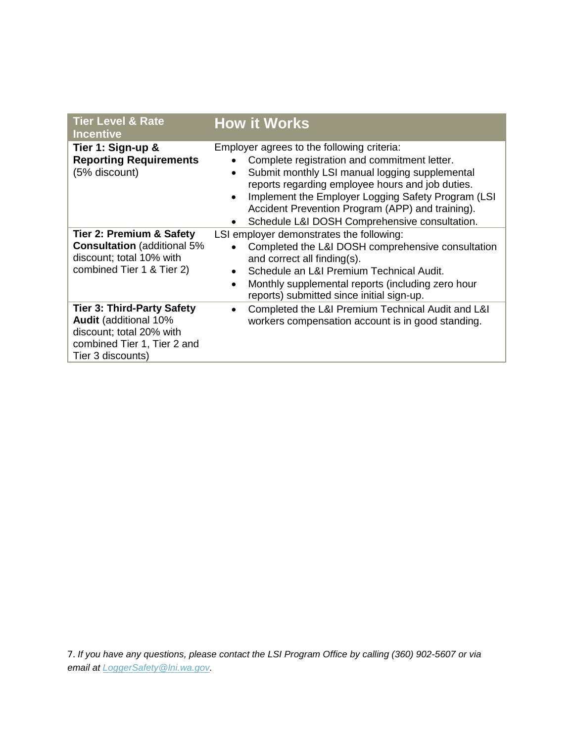| Tier Level & Rate Incentive | How it Works |
|---|---|
| **Tier 1: Sign-up & Reporting Requirements** (5% discount) | Employer agrees to the following criteria:<br>• Complete registration and commitment letter.<br>• Submit monthly LSI manual logging supplemental reports regarding employee hours and job duties.<br>• Implement the Employer Logging Safety Program (LSI Accident Prevention Program (APP) and training).<br>• Schedule L&I DOSH Comprehensive consultation. |
| **Tier 2: Premium & Safety Consultation** (additional 5% discount; total 10% with combined Tier 1 & Tier 2) | LSI employer demonstrates the following:<br>• Completed the L&I DOSH comprehensive consultation and correct all finding(s).<br>• Schedule an L&I Premium Technical Audit.<br>• Monthly supplemental reports (including zero hour reports) submitted since initial sign-up. |
| **Tier 3: Third-Party Safety Audit** (additional 10% discount; total 20% with combined Tier 1, Tier 2 and Tier 3 discounts) | • Completed the L&I Premium Technical Audit and L&I workers compensation account is in good standing. |

7. *If you have any questions, please contact the LSI Program Office by calling (360) 902-5607 or via email at [LoggerSafety@lni.wa.gov](mailto:LoggerSafety@lni.wa.gov).*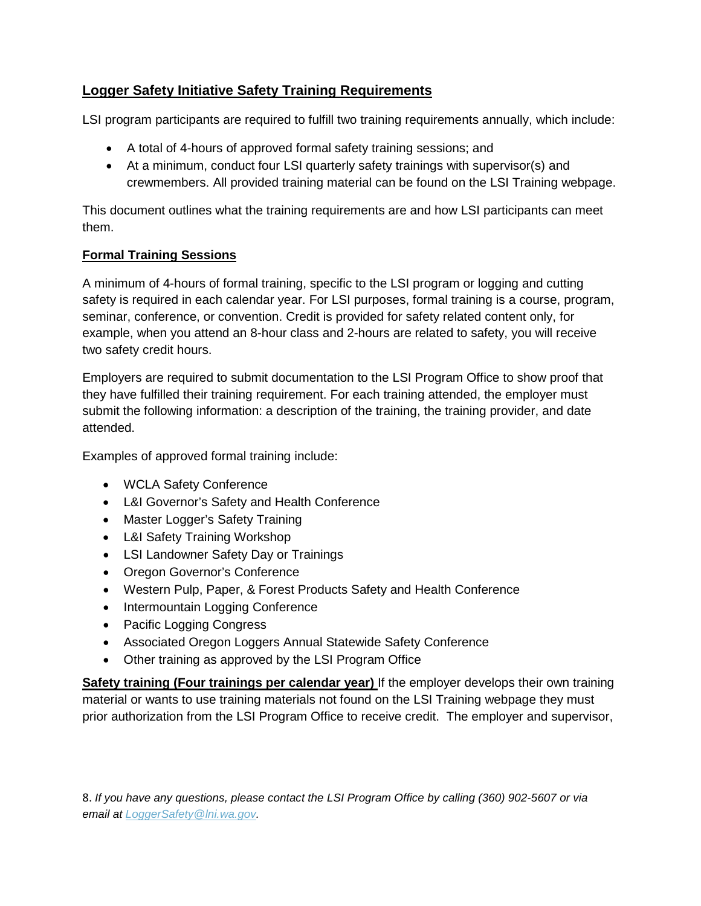## Logger Safety Initiative Safety Training Requirements

LSI program participants are required to fulfill two training requirements annually, which include:

- A total of 4-hours of approved formal safety training sessions; and
- At a minimum, conduct four LSI quarterly safety trainings with supervisor(s) and crewmembers. All provided training material can be found on the LSI Training webpage.

This document outlines what the training requirements are and how LSI participants can meet them.

### Formal Training Sessions

A minimum of 4-hours of formal training, specific to the LSI program or logging and cutting safety is required in each calendar year. For LSI purposes, formal training is a course, program, seminar, conference, or convention. Credit is provided for safety related content only, for example, when you attend an 8-hour class and 2-hours are related to safety, you will receive two safety credit hours.

Employers are required to submit documentation to the LSI Program Office to show proof that they have fulfilled their training requirement. For each training attended, the employer must submit the following information: a description of the training, the training provider, and date attended.

Examples of approved formal training include:

- WCLA Safety Conference
- L&I Governor's Safety and Health Conference
- Master Logger's Safety Training
- L&I Safety Training Workshop
- LSI Landowner Safety Day or Trainings
- Oregon Governor's Conference
- Western Pulp, Paper, & Forest Products Safety and Health Conference
- Intermountain Logging Conference
- Pacific Logging Congress
- Associated Oregon Loggers Annual Statewide Safety Conference
- Other training as approved by the LSI Program Office

**Safety training (Four trainings per calendar year)** If the employer develops their own training material or wants to use training materials not found on the LSI Training webpage they must prior authorization from the LSI Program Office to receive credit. The employer and supervisor,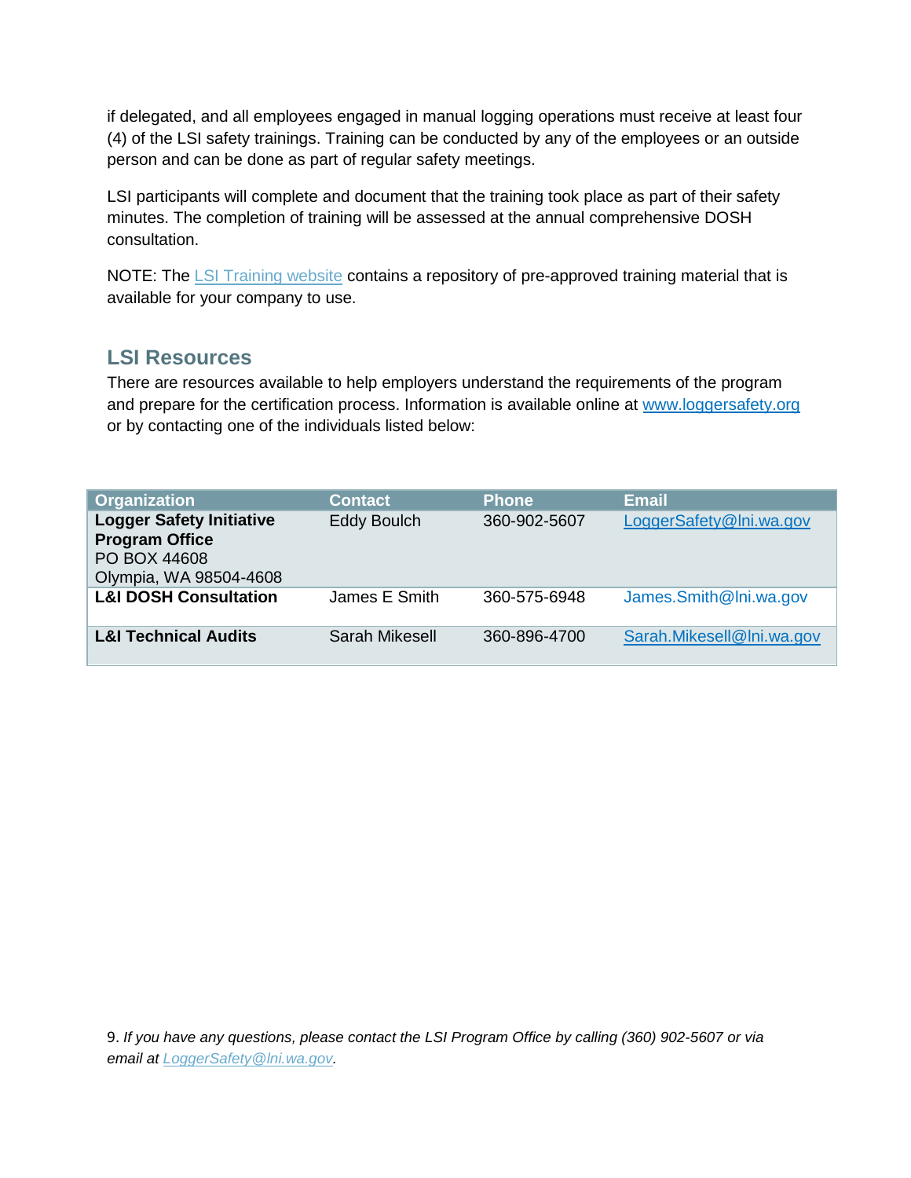if delegated, and all employees engaged in manual logging operations must receive at least four (4) of the LSI safety trainings. Training can be conducted by any of the employees or an outside person and can be done as part of regular safety meetings.

LSI participants will complete and document that the training took place as part of their safety minutes. The completion of training will be assessed at the annual comprehensive DOSH consultation.

NOTE: The LSI Training website contains a repository of pre-approved training material that is available for your company to use.

## LSI Resources

There are resources available to help employers understand the requirements of the program and prepare for the certification process. Information is available online at www.loggersafety.org or by contacting one of the individuals listed below:

| Organization | Contact | Phone | Email |
|---|---|---|---|
| **Logger Safety Initiative Program Office** PO BOX 44608 Olympia, WA 98504-4608 | Eddy Boulch | 360-902-5607 | LoggerSafety@lni.wa.gov |
| **L&I DOSH Consultation** | James E Smith | 360-575-6948 | James.Smith@lni.wa.gov |
| **L&I Technical Audits** | Sarah Mikesell | 360-896-4700 | Sarah.Mikesell@lni.wa.gov |

*If you have any questions, please contact the LSI Program Office by calling (360) 902-5607 or via email at LoggerSafety@lni.wa.gov.*